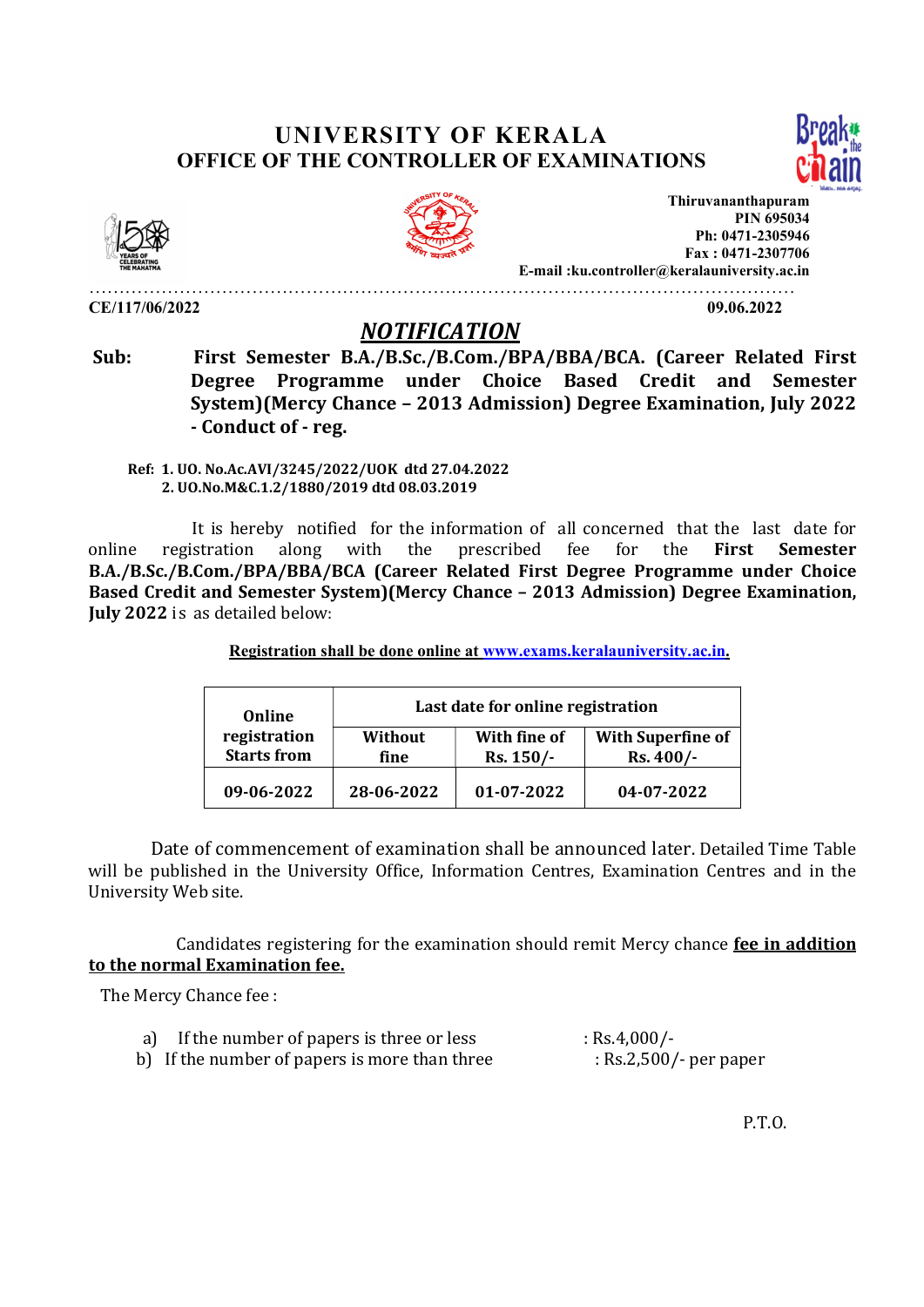# UNIVERSITY OF KERALA
## OFFICE OF THE CONTROLLER OF EXAMINATIONS

Thiruvananthapuram
PIN 695034
Ph: 0471-2305946
Fax : 0471-2307706
E-mail :ku.controller@keralauniversity.ac.in

**CE/117/06/2022** **09.06.2022**

## *NOTIFICATION*

**Sub: First Semester B.A./B.Sc./B.Com./BPA/BBA/BCA. (Career Related First Degree Programme under Choice Based Credit and Semester System)(Mercy Chance – 2013 Admission) Degree Examination, July 2022 - Conduct of - reg.**

**Ref: 1. UO. No.Ac.AVI/3245/2022/UOK dtd 27.04.2022**
**2. UO.No.M&C.1.2/1880/2019 dtd 08.03.2019**

It is hereby notified for the information of all concerned that the last date for online registration along with the prescribed fee for the **First Semester B.A./B.Sc./B.Com./BPA/BBA/BCA (Career Related First Degree Programme under Choice Based Credit and Semester System)(Mercy Chance – 2013 Admission) Degree Examination, July 2022** is as detailed below:

**Registration shall be done online at www.exams.keralauniversity.ac.in.**

| Online registration Starts from | Last date for online registration | | |
|---|---|---|---|
| | Without fine | With fine of Rs. 150/- | With Superfine of Rs. 400/- |
| 09-06-2022 | 28-06-2022 | 01-07-2022 | 04-07-2022 |

Date of commencement of examination shall be announced later. Detailed Time Table will be published in the University Office, Information Centres, Examination Centres and in the University Web site.

Candidates registering for the examination should remit Mercy chance **fee in addition to the normal Examination fee.**

The Mercy Chance fee :

a) If the number of papers is three or less : Rs.4,000/-
b) If the number of papers is more than three : Rs.2,500/- per paper

P.T.O.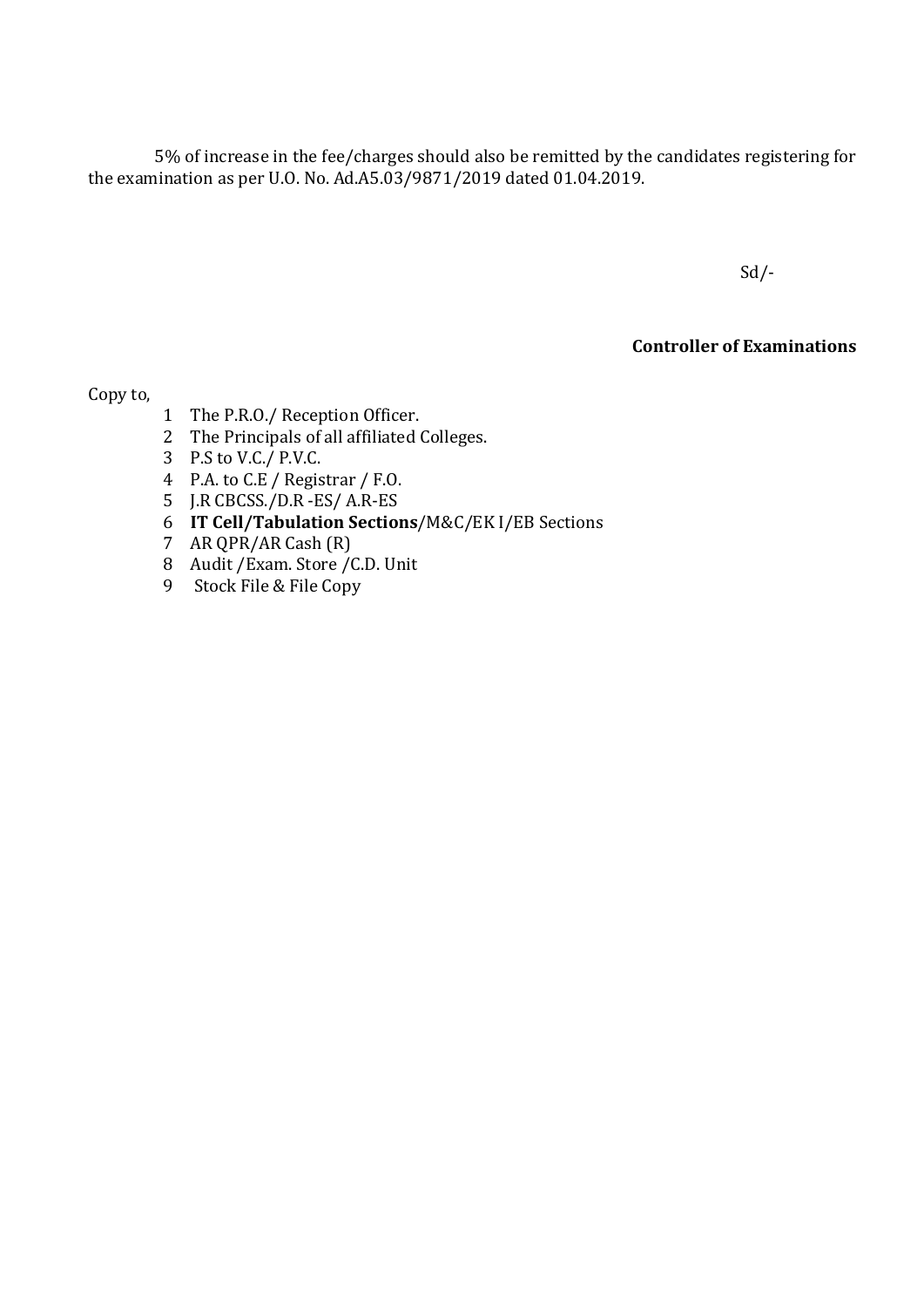5% of increase in the fee/charges should also be remitted by the candidates registering for the examination as per U.O. No. Ad.A5.03/9871/2019 dated 01.04.2019.

Sd/-

**Controller of Examinations**

Copy to,

1. The P.R.O./ Reception Officer.
2. The Principals of all affiliated Colleges.
3. P.S to V.C./ P.V.C.
4. P.A. to C.E / Registrar / F.O.
5. J.R CBCSS./D.R -ES/ A.R-ES
6. **IT Cell/Tabulation Sections**/M&C/EK I/EB Sections
7. AR QPR/AR Cash (R)
8. Audit /Exam. Store /C.D. Unit
9. Stock File & File Copy